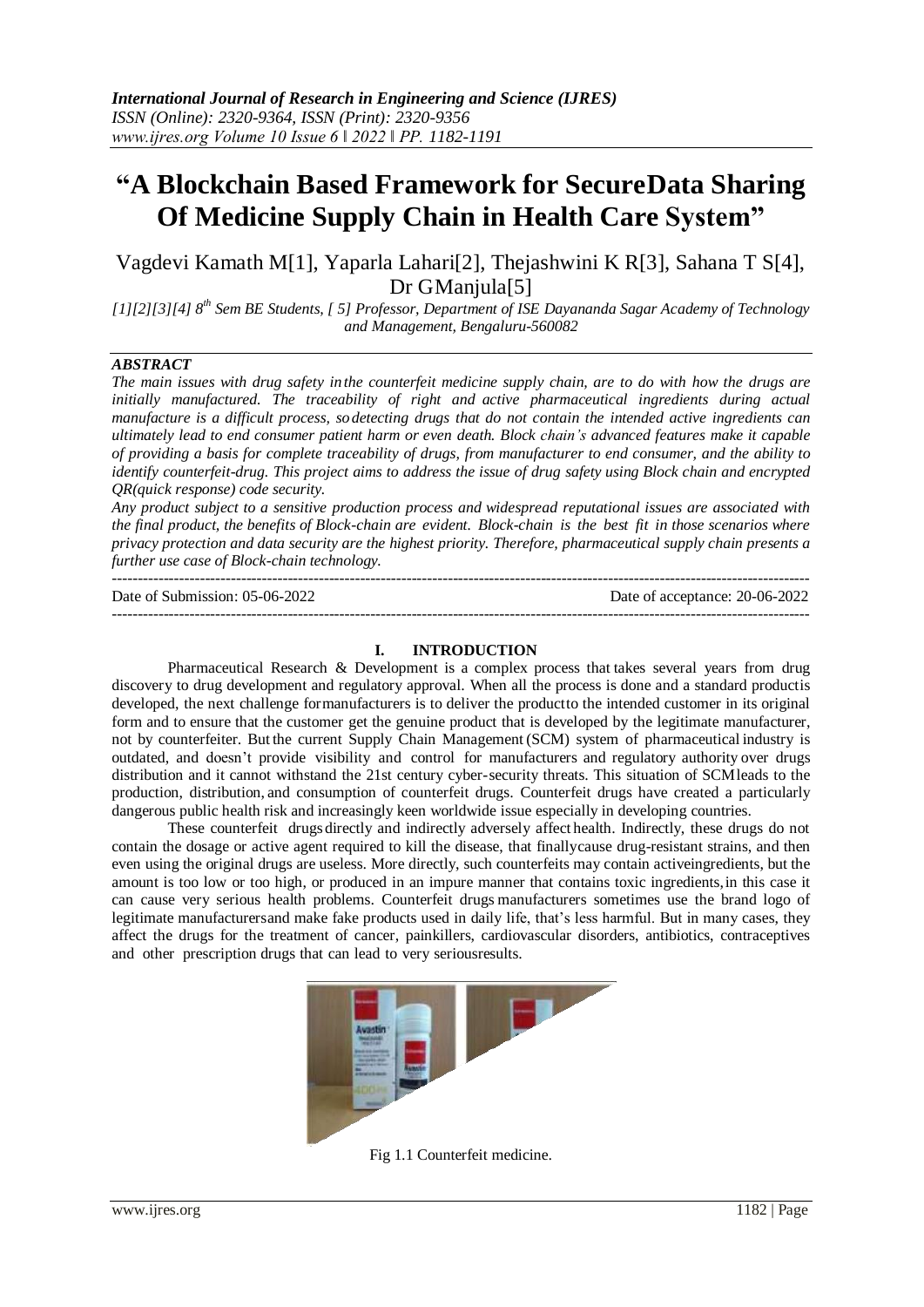# "A Blockchain Based Framework for SecureData Sharing Of Medicine Supply Chain in Health Care System"

Vagdevi Kamath M[1], Yaparla Lahari[2], Thejashwini K R[3], Sahana T S[4], Dr GManjula[5]

*[1][2][3][4] 8th Sem BE Students, [ 5] Professor, Department of ISE Dayananda Sagar Academy of Technology and Management, Bengaluru-560082*

### *ABSTRACT*

*The main issues with drug safety inthe counterfeit medicine supply chain, are to do with how the drugs are initially manufactured. The traceability of right and active pharmaceutical ingredients during actual manufacture is a difficult process, so detecting drugs that do not contain the intended active ingredients can ultimately lead to end consumer patient harm or even death. Block chain's advanced features make it capable of providing a basis for complete traceability of drugs, from manufacturer to end consumer, and the ability to identify counterfeit-drug. This project aims to address the issue of drug safety using Block chain and encrypted QR(quick response) code security.*

*Any product subject to a sensitive production process and widespread reputational issues are associated with the final product, the benefits of Block-chain are evident. Block-chain is the best fit in those scenarios where privacy protection and data security are the highest priority. Therefore, pharmaceutical supply chain presents a further use case of Block-chain technology.*

---

Date of Submission: 05-06-2022 Date of acceptance: 20-06-2022

---

## I. INTRODUCTION

Pharmaceutical Research & Development is a complex process that takes several years from drug discovery to drug development and regulatory approval. When all the process is done and a standard productis developed, the next challenge formanufacturers is to deliver the productto the intended customer in its original form and to ensure that the customer get the genuine product that is developed by the legitimate manufacturer, not by counterfeiter. But the current Supply Chain Management (SCM) system of pharmaceutical industry is outdated, and doesn't provide visibility and control for manufacturers and regulatory authority over drugs distribution and it cannot withstand the 21st century cyber-security threats. This situation of SCMleads to the production, distribution, and consumption of counterfeit drugs. Counterfeit drugs have created a particularly dangerous public health risk and increasingly keen worldwide issue especially in developing countries.

These counterfeit drugsdirectly and indirectly adversely affect health. Indirectly, these drugs do not contain the dosage or active agent required to kill the disease, that finallycause drug-resistant strains, and then even using the original drugs are useless. More directly, such counterfeits may contain activeingredients, but the amount is too low or too high, or produced in an impure manner that contains toxic ingredients,in this case it can cause very serious health problems. Counterfeit drugs manufacturers sometimes use the brand logo of legitimate manufacturersand make fake products used in daily life, that's less harmful. But in many cases, they affect the drugs for the treatment of cancer, painkillers, cardiovascular disorders, antibiotics, contraceptives and other prescription drugs that can lead to very seriousresults.

Fig 1.1 Counterfeit medicine.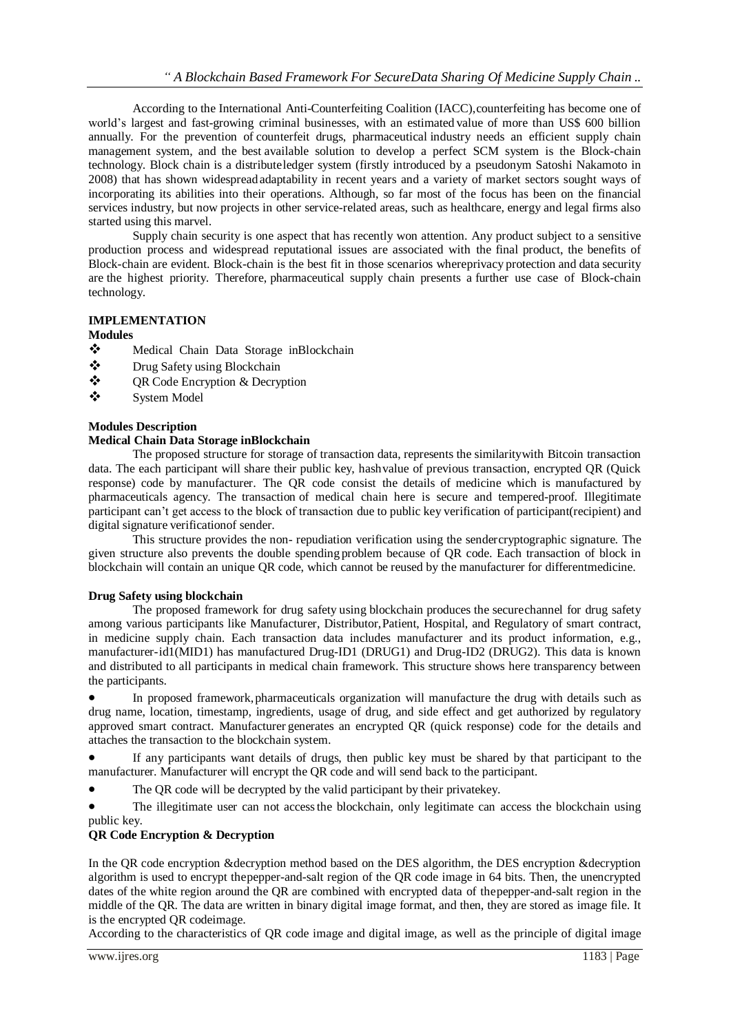According to the International Anti-Counterfeiting Coalition (IACC),counterfeiting has become one of world's largest and fast-growing criminal businesses, with an estimated value of more than US$ 600 billion annually. For the prevention of counterfeit drugs, pharmaceutical industry needs an efficient supply chain management system, and the best available solution to develop a perfect SCM system is the Block-chain technology. Block chain is a distributeledger system (firstly introduced by a pseudonym Satoshi Nakamoto in 2008) that has shown widespread adaptability in recent years and a variety of market sectors sought ways of incorporating its abilities into their operations. Although, so far most of the focus has been on the financial services industry, but now projects in other service-related areas, such as healthcare, energy and legal firms also started using this marvel.

Supply chain security is one aspect that has recently won attention. Any product subject to a sensitive production process and widespread reputational issues are associated with the final product, the benefits of Block-chain are evident. Block-chain is the best fit in those scenarios whereprivacy protection and data security are the highest priority. Therefore, pharmaceutical supply chain presents a further use case of Block-chain technology.

## IMPLEMENTATION

**Modules**

- Medical Chain Data Storage inBlockchain
- Drug Safety using Blockchain
- QR Code Encryption & Decryption
- System Model

### Modules Description

**Medical Chain Data Storage inBlockchain**

The proposed structure for storage of transaction data, represents the similaritywith Bitcoin transaction data. The each participant will share their public key, hashvalue of previous transaction, encrypted QR (Quick response) code by manufacturer. The QR code consist the details of medicine which is manufactured by pharmaceuticals agency. The transaction of medical chain here is secure and tempered-proof. Illegitimate participant can't get access to the block of transaction due to public key verification of participant(recipient) and digital signature verificationof sender.

This structure provides the non- repudiation verification using the sendercryptographic signature. The given structure also prevents the double spending problem because of QR code. Each transaction of block in blockchain will contain an unique QR code, which cannot be reused by the manufacturer for differentmedicine.

**Drug Safety using blockchain**

The proposed framework for drug safety using blockchain produces the securechannel for drug safety among various participants like Manufacturer, Distributor, Patient, Hospital, and Regulatory of smart contract, in medicine supply chain. Each transaction data includes manufacturer and its product information, e.g., manufacturer-id1(MID1) has manufactured Drug-ID1 (DRUG1) and Drug-ID2 (DRUG2). This data is known and distributed to all participants in medical chain framework. This structure shows here transparency between the participants.

- In proposed framework, pharmaceuticals organization will manufacture the drug with details such as drug name, location, timestamp, ingredients, usage of drug, and side effect and get authorized by regulatory approved smart contract. Manufacturer generates an encrypted QR (quick response) code for the details and attaches the transaction to the blockchain system.
- If any participants want details of drugs, then public key must be shared by that participant to the manufacturer. Manufacturer will encrypt the QR code and will send back to the participant.
- The QR code will be decrypted by the valid participant by their privatekey.
- The illegitimate user can not access the blockchain, only legitimate can access the blockchain using public key.

**QR Code Encryption & Decryption**

In the QR code encryption &decryption method based on the DES algorithm, the DES encryption &decryption algorithm is used to encrypt thepepper-and-salt region of the QR code image in 64 bits. Then, the unencrypted dates of the white region around the QR are combined with encrypted data of thepepper-and-salt region in the middle of the QR. The data are written in binary digital image format, and then, they are stored as image file. It is the encrypted QR codeimage.

According to the characteristics of QR code image and digital image, as well as the principle of digital image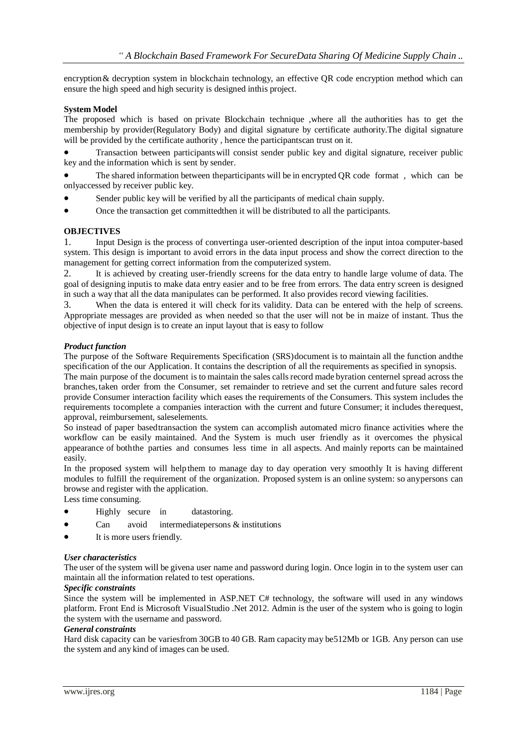encryption & decryption system in blockchain technology, an effective QR code encryption method which can ensure the high speed and high security is designed inthis project.

**System Model**

The proposed which is based on private Blockchain technique ,where all the authorities has to get the membership by provider(Regulatory Body) and digital signature by certificate authority.The digital signature will be provided by the certificate authority , hence the participantscan trust on it.

- Transaction between participants will consist sender public key and digital signature, receiver public key and the information which is sent by sender.
- The shared information between theparticipants will be in encrypted QR code format , which can be onlyaccessed by receiver public key.
- Sender public key will be verified by all the participants of medical chain supply.
- Once the transaction get committedthen it will be distributed to all the participants.

**OBJECTIVES**

1. Input Design is the process of convertinga user-oriented description of the input intoa computer-based system. This design is important to avoid errors in the data input process and show the correct direction to the management for getting correct information from the computerized system.
2. It is achieved by creating user-friendly screens for the data entry to handle large volume of data. The goal of designing inputis to make data entry easier and to be free from errors. The data entry screen is designed in such a way that all the data manipulates can be performed. It also provides record viewing facilities.
3. When the data is entered it will check for its validity. Data can be entered with the help of screens. Appropriate messages are provided as when needed so that the user will not be in maize of instant. Thus the objective of input design is to create an input layout that is easy to follow

***Product function***

The purpose of the Software Requirements Specification (SRS)document is to maintain all the function andthe specification of the our Application. It contains the description of all the requirements as specified in synopsis.

The main purpose of the document is to maintain the sales calls record made byration centernel spread across the branches,taken order from the Consumer, set remainder to retrieve and set the current and future sales record provide Consumer interaction facility which eases the requirements of the Consumers. This system includes the requirements tocomplete a companies interaction with the current and future Consumer; it includes therequest, approval, reimbursement, saleselements.

So instead of paper basedtransaction the system can accomplish automated micro finance activities where the workflow can be easily maintained. And the System is much user friendly as it overcomes the physical appearance of boththe parties and consumes less time in all aspects. And mainly reports can be maintained easily.

In the proposed system will helpthem to manage day to day operation very smoothly It is having different modules to fulfill the requirement of the organization. Proposed system is an online system: so anypersons can browse and register with the application.

Less time consuming.

- Highly secure in datastoring.
- Can avoid intermediatepersons & institutions
- It is more users friendly.

***User characteristics***

The user of the system will be givena user name and password during login. Once login in to the system user can maintain all the information related to test operations.

***Specific constraints***

Since the system will be implemented in ASP.NET C# technology, the software will used in any windows platform. Front End is Microsoft VisualStudio .Net 2012. Admin is the user of the system who is going to login the system with the username and password.

***General constraints***

Hard disk capacity can be variesfrom 30GB to 40 GB. Ram capacity may be512Mb or 1GB. Any person can use the system and any kind of images can be used.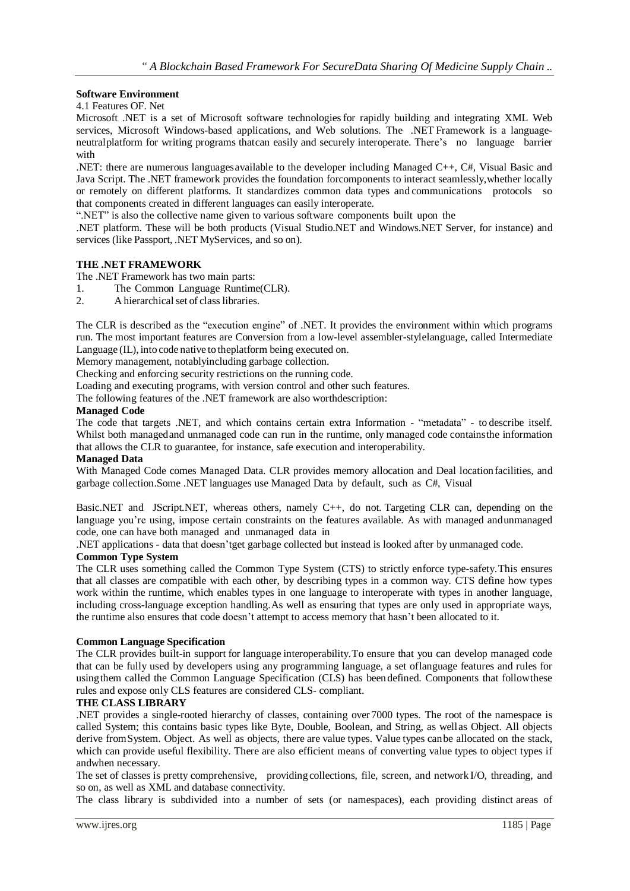**Software Environment**

4.1 Features OF. Net

Microsoft .NET is a set of Microsoft software technologies for rapidly building and integrating XML Web services, Microsoft Windows-based applications, and Web solutions. The .NET Framework is a language-neutralplatform for writing programs thatcan easily and securely interoperate. There's no language barrier with

.NET: there are numerous languagesavailable to the developer including Managed C++, C#, Visual Basic and Java Script. The .NET framework provides the foundation forcomponents to interact seamlessly,whether locally or remotely on different platforms. It standardizes common data types and communications protocols so that components created in different languages can easily interoperate.

".NET" is also the collective name given to various software components built upon the

.NET platform. These will be both products (Visual Studio.NET and Windows.NET Server, for instance) and services (like Passport, .NET MyServices, and so on).

**THE .NET FRAMEWORK**

The .NET Framework has two main parts:

1. The Common Language Runtime(CLR).
2. A hierarchical set of class libraries.

The CLR is described as the "execution engine" of .NET. It provides the environment within which programs run. The most important features are Conversion from a low-level assembler-stylelanguage, called Intermediate Language (IL), into code native to theplatform being executed on.

Memory management, notablyincluding garbage collection.

Checking and enforcing security restrictions on the running code.

Loading and executing programs, with version control and other such features.

The following features of the .NET framework are also worthdescription:

**Managed Code**

The code that targets .NET, and which contains certain extra Information - "metadata" - to describe itself. Whilst both managedand unmanaged code can run in the runtime, only managed code containsthe information that allows the CLR to guarantee, for instance, safe execution and interoperability.

**Managed Data**

With Managed Code comes Managed Data. CLR provides memory allocation and Deal locationfacilities, and garbage collection.Some .NET languages use Managed Data by default, such as C#, Visual

Basic.NET and JScript.NET, whereas others, namely C++, do not. Targeting CLR can, depending on the language you're using, impose certain constraints on the features available. As with managed andunmanaged code, one can have both managed and unmanaged data in

.NET applications - data that doesn'tget garbage collected but instead is looked after by unmanaged code.

**Common Type System**

The CLR uses something called the Common Type System (CTS) to strictly enforce type-safety.This ensures that all classes are compatible with each other, by describing types in a common way. CTS define how types work within the runtime, which enables types in one language to interoperate with types in another language, including cross-language exception handling.As well as ensuring that types are only used in appropriate ways, the runtime also ensures that code doesn't attempt to access memory that hasn't been allocated to it.

**Common Language Specification**

The CLR provides built-in support for language interoperability.To ensure that you can develop managed code that can be fully used by developers using any programming language, a set oflanguage features and rules for usingthem called the Common Language Specification (CLS) has beendefined. Components that followthese rules and expose only CLS features are considered CLS- compliant.

**THE CLASS LIBRARY**

.NET provides a single-rooted hierarchy of classes, containing over7000 types. The root of the namespace is called System; this contains basic types like Byte, Double, Boolean, and String, as wellas Object. All objects derive fromSystem. Object. As well as objects, there are value types. Value types canbe allocated on the stack, which can provide useful flexibility. There are also efficient means of converting value types to object types if andwhen necessary.

The set of classes is pretty comprehensive, providingcollections, file, screen, and network I/O, threading, and so on, as well as XML and database connectivity.

The class library is subdivided into a number of sets (or namespaces), each providing distinct areas of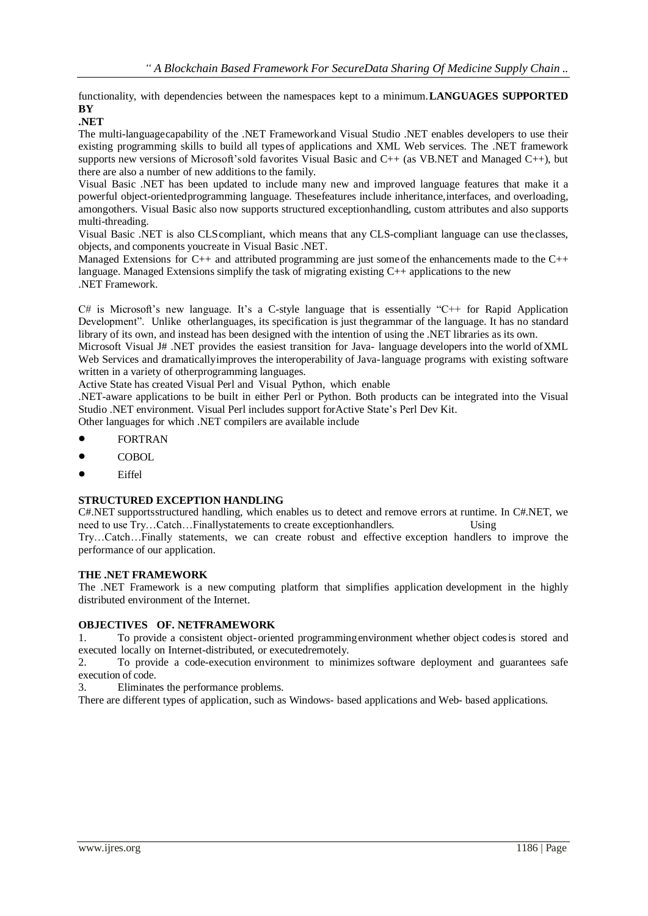functionality, with dependencies between the namespaces kept to a minimum.

**LANGUAGES SUPPORTED BY .NET**

The multi-languagecapability of the .NET Frameworkand Visual Studio .NET enables developers to use their existing programming skills to build all types of applications and XML Web services. The .NET framework supports new versions of Microsoft'sold favorites Visual Basic and C++ (as VB.NET and Managed C++), but there are also a number of new additions to the family.

Visual Basic .NET has been updated to include many new and improved language features that make it a powerful object-orientedprogramming language. Thesefeatures include inheritance,interfaces, and overloading, amongothers. Visual Basic also now supports structured exceptionhandling, custom attributes and also supports multi-threading.

Visual Basic .NET is also CLScompliant, which means that any CLS-compliant language can use theclasses, objects, and components youcreate in Visual Basic .NET.

Managed Extensions for C++ and attributed programming are just someof the enhancements made to the C++ language. Managed Extensions simplify the task of migrating existing C++ applications to the new .NET Framework.

C# is Microsoft's new language. It's a C-style language that is essentially "C++ for Rapid Application Development". Unlike otherlanguages, its specification is just thegrammar of the language. It has no standard library of its own, and instead has been designed with the intention of using the .NET libraries as its own.

Microsoft Visual J# .NET provides the easiest transition for Java- language developers into the world ofXML Web Services and dramaticallyimproves the interoperability of Java-language programs with existing software written in a variety of otherprogramming languages.

Active State has created Visual Perl and Visual Python, which enable .NET-aware applications to be built in either Perl or Python. Both products can be integrated into the Visual Studio .NET environment. Visual Perl includes support forActive State's Perl Dev Kit.

Other languages for which .NET compilers are available include

- FORTRAN
- COBOL
- Eiffel

**STRUCTURED EXCEPTION HANDLING**

C#.NET supportsstructured handling, which enables us to detect and remove errors at runtime. In C#.NET, we need to use Try…Catch…Finallystatements to create exceptionhandlers. Using Try…Catch…Finally statements, we can create robust and effective exception handlers to improve the performance of our application.

**THE .NET FRAMEWORK**

The .NET Framework is a new computing platform that simplifies application development in the highly distributed environment of the Internet.

**OBJECTIVES OF. NETFRAMEWORK**

1. To provide a consistent object-oriented programmingenvironment whether object codesis stored and executed locally on Internet-distributed, or executedremotely.
2. To provide a code-execution environment to minimizes software deployment and guarantees safe execution of code.
3. Eliminates the performance problems.

There are different types of application, such as Windows- based applications and Web- based applications.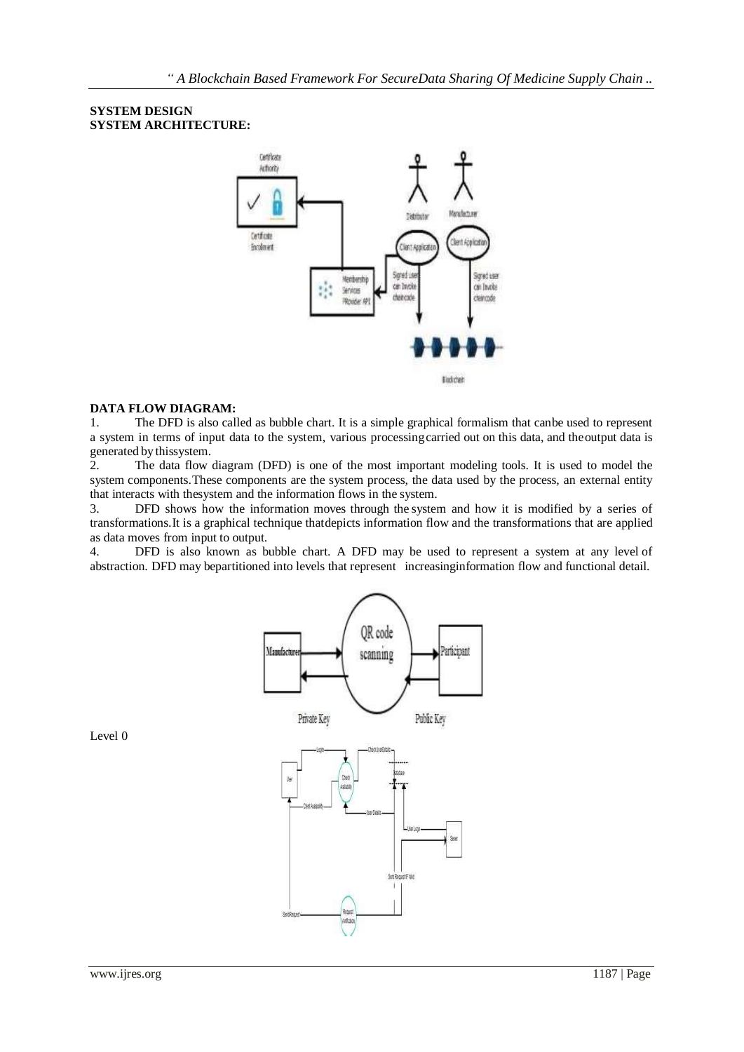**SYSTEM DESIGN**
**SYSTEM ARCHITECTURE:**

**DATA FLOW DIAGRAM:**

1. The DFD is also called as bubble chart. It is a simple graphical formalism that canbe used to represent a system in terms of input data to the system, various processingcarried out on this data, and theoutput data is generated by thissystem.
2. The data flow diagram (DFD) is one of the most important modeling tools. It is used to model the system components.These components are the system process, the data used by the process, an external entity that interacts with thesystem and the information flows in the system.
3. DFD shows how the information moves through the system and how it is modified by a series of transformations.It is a graphical technique thatdepicts information flow and the transformations that are applied as data moves from input to output.
4. DFD is also known as bubble chart. A DFD may be used to represent a system at any level of abstraction. DFD may bepartitioned into levels that represent increasinginformation flow and functional detail.

Level 0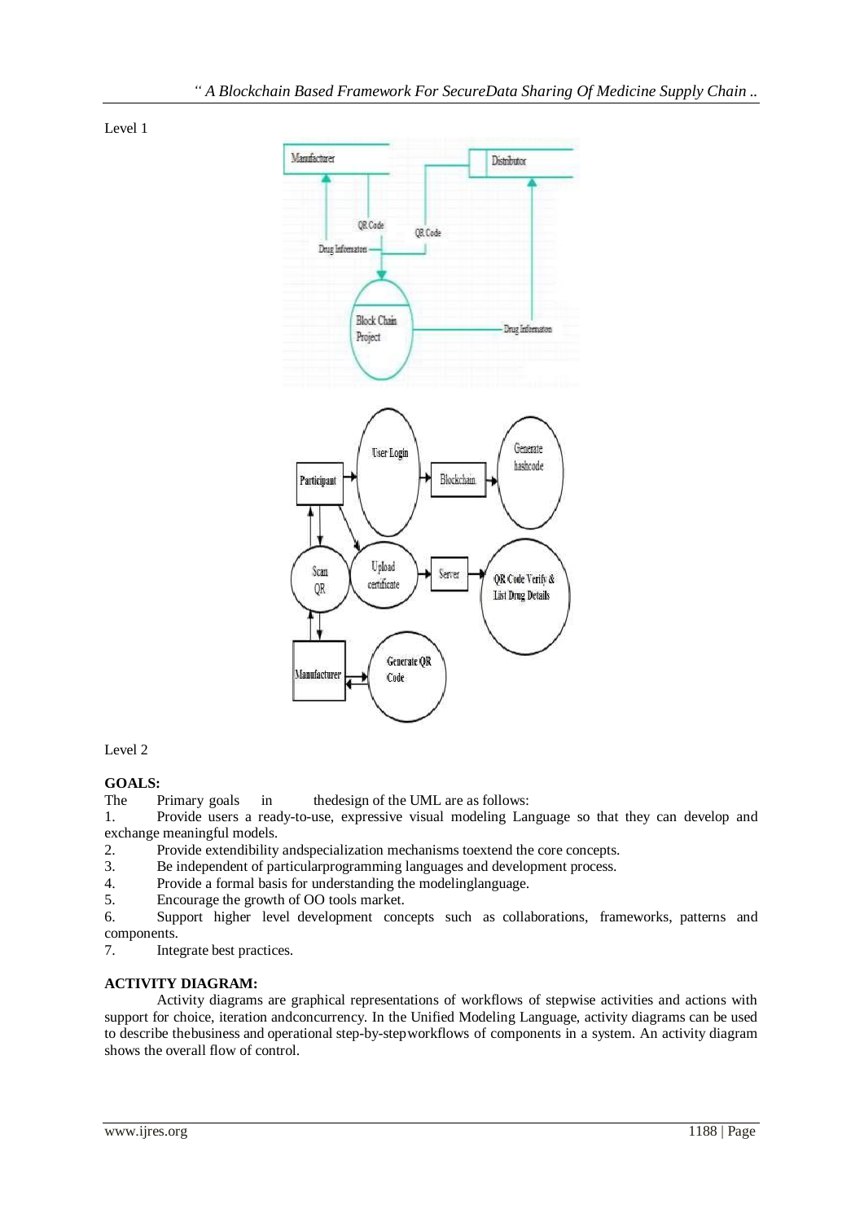Level 1

Level 2

**GOALS:**

The Primary goals in thedesign of the UML are as follows:

1. Provide users a ready-to-use, expressive visual modeling Language so that they can develop and exchange meaningful models.
2. Provide extendibility andspecialization mechanisms toextend the core concepts.
3. Be independent of particularprogramming languages and development process.
4. Provide a formal basis for understanding the modelinglanguage.
5. Encourage the growth of OO tools market.
6. Support higher level development concepts such as collaborations, frameworks, patterns and components.
7. Integrate best practices.

**ACTIVITY DIAGRAM:**

Activity diagrams are graphical representations of workflows of stepwise activities and actions with support for choice, iteration andconcurrency. In the Unified Modeling Language, activity diagrams can be used to describe thebusiness and operational step-by-stepworkflows of components in a system. An activity diagram shows the overall flow of control.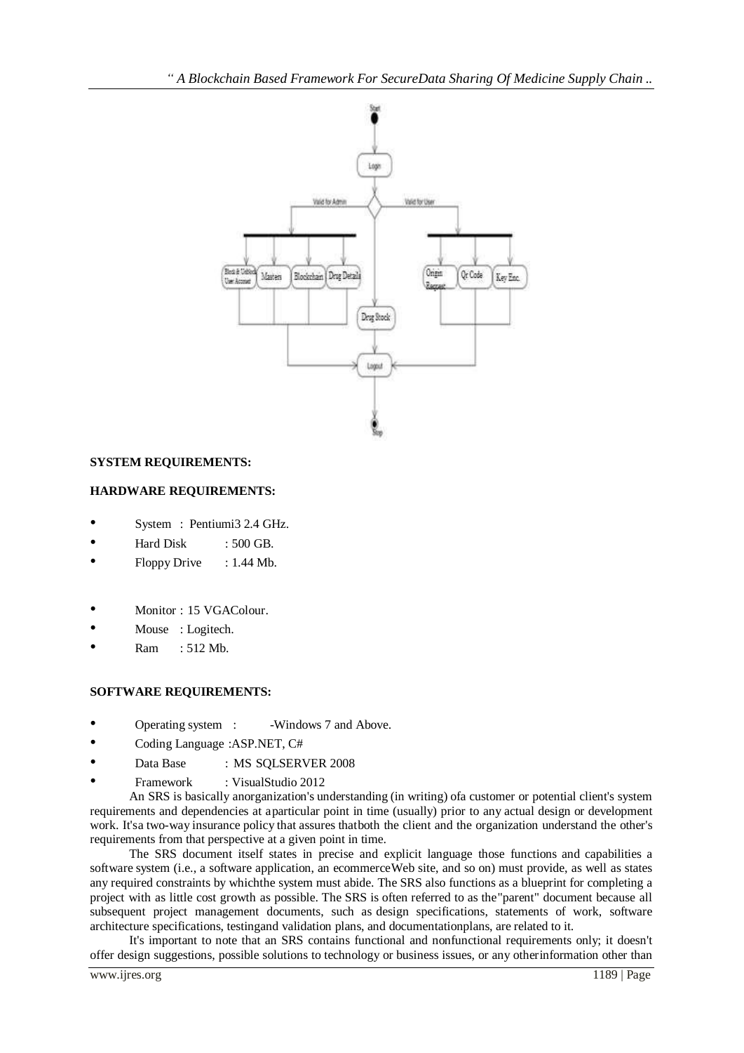**SYSTEM REQUIREMENTS:**

**HARDWARE REQUIREMENTS:**

- System : Pentiumi3 2.4 GHz.
- Hard Disk : 500 GB.
- Floppy Drive : 1.44 Mb.

- Monitor : 15 VGAColour.
- Mouse : Logitech.
- Ram : 512 Mb.

**SOFTWARE REQUIREMENTS:**

- Operating system : -Windows 7 and Above.
- Coding Language :ASP.NET, C#
- Data Base : MS SQLSERVER 2008
- Framework : VisualStudio 2012

An SRS is basically anorganization's understanding (in writing) ofa customer or potential client's system requirements and dependencies at aparticular point in time (usually) prior to any actual design or development work. It'sa two-way insurance policy that assures thatboth the client and the organization understand the other's requirements from that perspective at a given point in time.

The SRS document itself states in precise and explicit language those functions and capabilities a software system (i.e., a software application, an ecommerceWeb site, and so on) must provide, as well as states any required constraints by whichthe system must abide. The SRS also functions as a blueprint for completing a project with as little cost growth as possible. The SRS is often referred to as the"parent" document because all subsequent project management documents, such as design specifications, statements of work, software architecture specifications, testingand validation plans, and documentationplans, are related to it.

It's important to note that an SRS contains functional and nonfunctional requirements only; it doesn't offer design suggestions, possible solutions to technology or business issues, or any otherinformation other than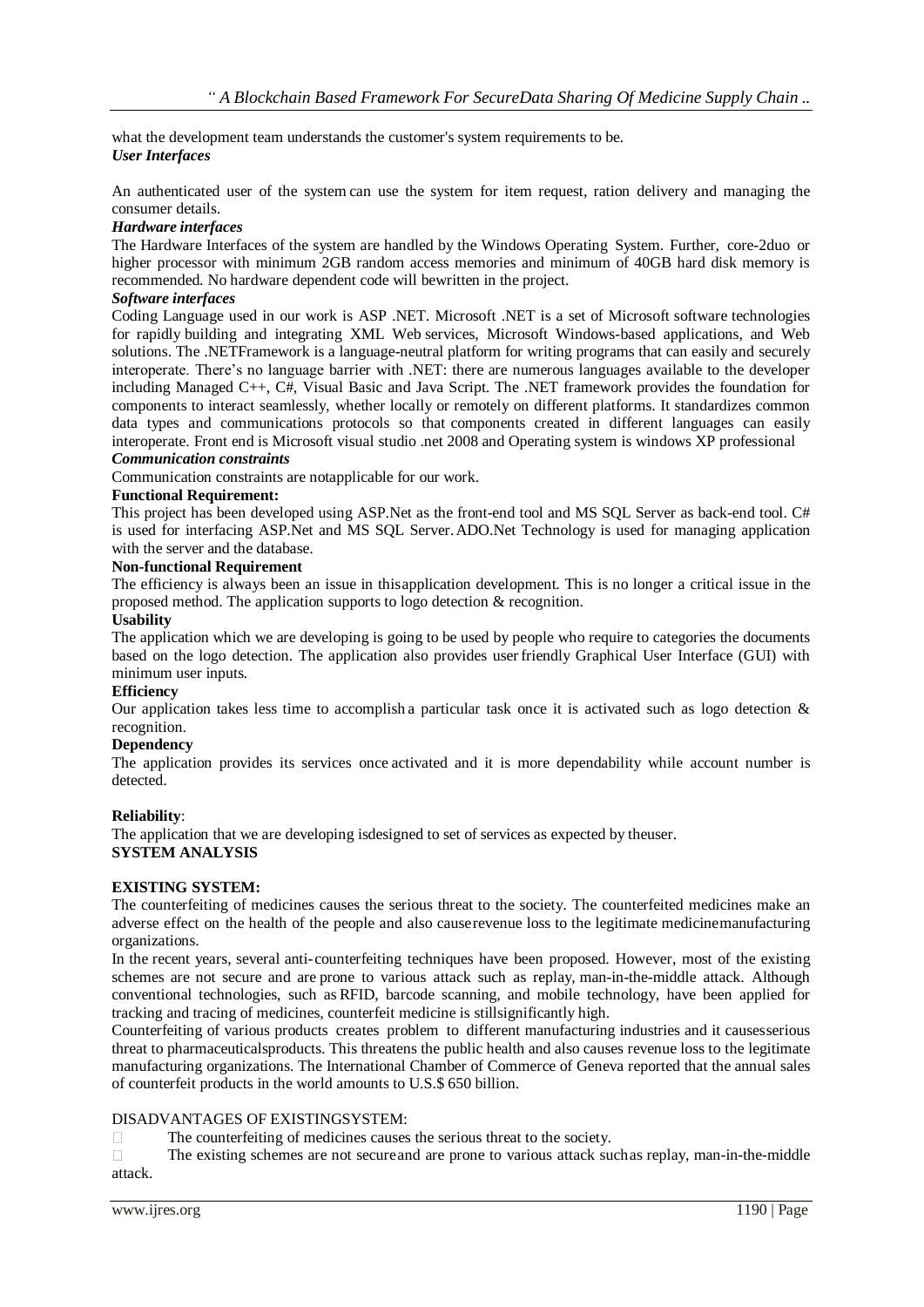what the development team understands the customer's system requirements to be.

***User Interfaces***

An authenticated user of the system can use the system for item request, ration delivery and managing the consumer details.

***Hardware interfaces***

The Hardware Interfaces of the system are handled by the Windows Operating System. Further, core-2duo or higher processor with minimum 2GB random access memories and minimum of 40GB hard disk memory is recommended. No hardware dependent code will bewritten in the project.

***Software interfaces***

Coding Language used in our work is ASP .NET. Microsoft .NET is a set of Microsoft software technologies for rapidly building and integrating XML Web services, Microsoft Windows-based applications, and Web solutions. The .NETFramework is a language-neutral platform for writing programs that can easily and securely interoperate. There's no language barrier with .NET: there are numerous languages available to the developer including Managed C++, C#, Visual Basic and Java Script. The .NET framework provides the foundation for components to interact seamlessly, whether locally or remotely on different platforms. It standardizes common data types and communications protocols so that components created in different languages can easily interoperate. Front end is Microsoft visual studio .net 2008 and Operating system is windows XP professional

***Communication constraints***

Communication constraints are notapplicable for our work.

**Functional Requirement:**

This project has been developed using ASP.Net as the front-end tool and MS SQL Server as back-end tool. C# is used for interfacing ASP.Net and MS SQL Server. ADO.Net Technology is used for managing application with the server and the database.

**Non-functional Requirement**

The efficiency is always been an issue in thisapplication development. This is no longer a critical issue in the proposed method. The application supports to logo detection & recognition.

**Usability**

The application which we are developing is going to be used by people who require to categories the documents based on the logo detection. The application also provides user friendly Graphical User Interface (GUI) with minimum user inputs.

**Efficiency**

Our application takes less time to accomplish a particular task once it is activated such as logo detection & recognition.

**Dependency**

The application provides its services once activated and it is more dependability while account number is detected.

**Reliability**:

The application that we are developing isdesigned to set of services as expected by theuser.

**SYSTEM ANALYSIS**

**EXISTING SYSTEM:**

The counterfeiting of medicines causes the serious threat to the society. The counterfeited medicines make an adverse effect on the health of the people and also causerevenue loss to the legitimate medicinemanufacturing organizations.

In the recent years, several anti-counterfeiting techniques have been proposed. However, most of the existing schemes are not secure and are prone to various attack such as replay, man-in-the-middle attack. Although conventional technologies, such as RFID, barcode scanning, and mobile technology, have been applied for tracking and tracing of medicines, counterfeit medicine is stillsignificantly high.

Counterfeiting of various products creates problem to different manufacturing industries and it causesserious threat to pharmaceuticalsproducts. This threatens the public health and also causes revenue loss to the legitimate manufacturing organizations. The International Chamber of Commerce of Geneva reported that the annual sales of counterfeit products in the world amounts to U.S.$ 650 billion.

DISADVANTAGES OF EXISTINGSYSTEM:

- The counterfeiting of medicines causes the serious threat to the society.
- The existing schemes are not secureand are prone to various attack suchas replay, man-in-the-middle attack.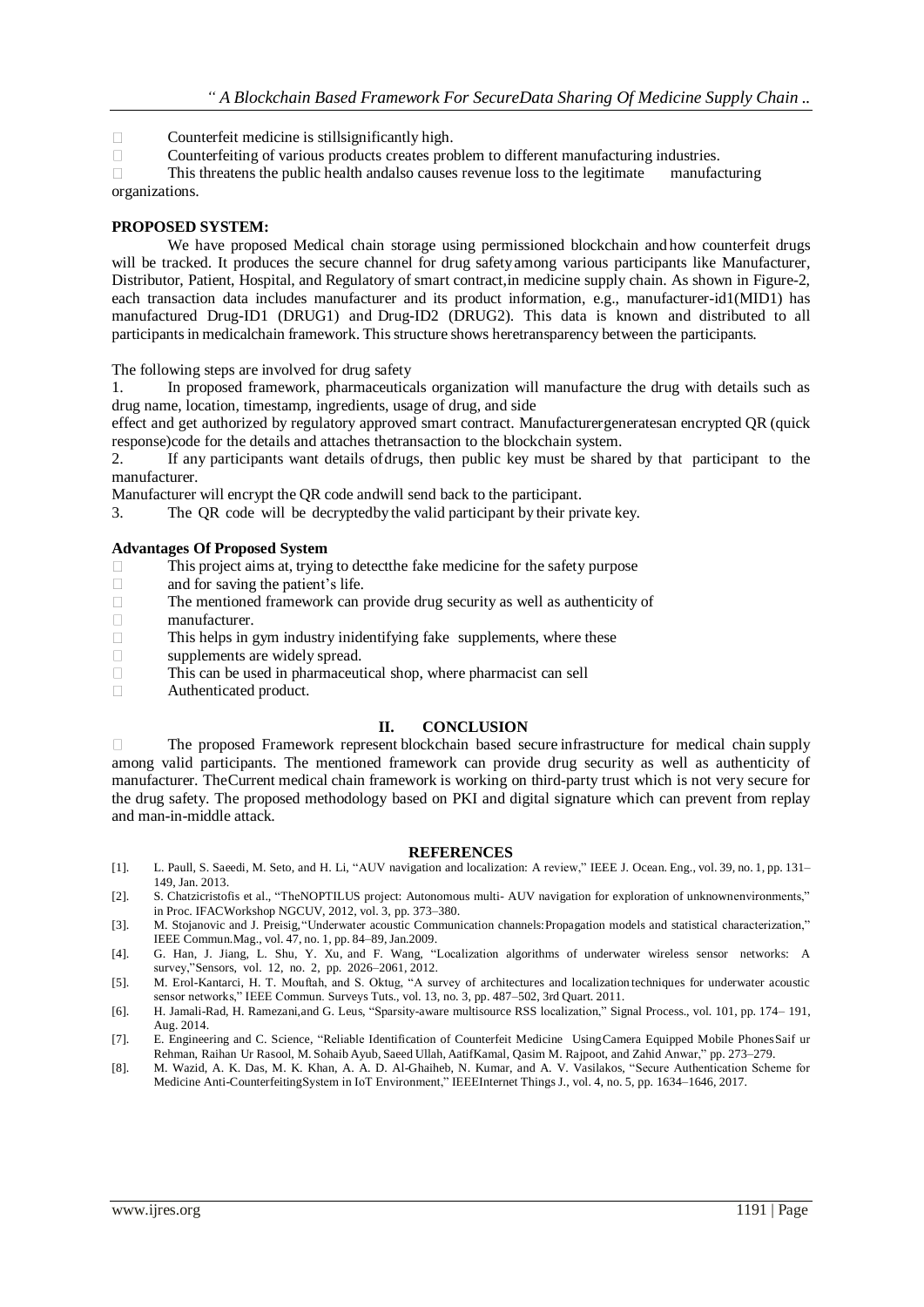- Counterfeit medicine is stillsignificantly high.
- Counterfeiting of various products creates problem to different manufacturing industries.
- This threatens the public health andalso causes revenue loss to the legitimate manufacturing organizations.

**PROPOSED SYSTEM:**

We have proposed Medical chain storage using permissioned blockchain and how counterfeit drugs will be tracked. It produces the secure channel for drug safety among various participants like Manufacturer, Distributor, Patient, Hospital, and Regulatory of smart contract,in medicine supply chain. As shown in Figure-2, each transaction data includes manufacturer and its product information, e.g., manufacturer-id1(MID1) has manufactured Drug-ID1 (DRUG1) and Drug-ID2 (DRUG2). This data is known and distributed to all participants in medicalchain framework. This structure shows heretransparency between the participants.

The following steps are involved for drug safety

1. In proposed framework, pharmaceuticals organization will manufacture the drug with details such as drug name, location, timestamp, ingredients, usage of drug, and side effect and get authorized by regulatory approved smart contract. Manufacturergeneratesan encrypted QR (quick response)code for the details and attaches thetransaction to the blockchain system.
2. If any participants want details ofdrugs, then public key must be shared by that participant to the manufacturer.

Manufacturer will encrypt the QR code andwill send back to the participant.

3. The QR code will be decryptedby the valid participant by their private key.

**Advantages Of Proposed System**

- This project aims at, trying to detectthe fake medicine for the safety purpose
- and for saving the patient's life.
- The mentioned framework can provide drug security as well as authenticity of
- manufacturer.
- This helps in gym industry inidentifying fake supplements, where these
- supplements are widely spread.
- This can be used in pharmaceutical shop, where pharmacist can sell
- Authenticated product.

## II. CONCLUSION

The proposed Framework represent blockchain based secure infrastructure for medical chain supply among valid participants. The mentioned framework can provide drug security as well as authenticity of manufacturer. TheCurrent medical chain framework is working on third-party trust which is not very secure for the drug safety. The proposed methodology based on PKI and digital signature which can prevent from replay and man-in-middle attack.

## REFERENCES

[1]. L. Paull, S. Saeedi, M. Seto, and H. Li, "AUV navigation and localization: A review," IEEE J. Ocean. Eng., vol. 39, no. 1, pp. 131–149, Jan. 2013.

[2]. S. Chatzicristofis et al., "TheNOPTILUS project: Autonomous multi- AUV navigation for exploration of unknownenvironments," in Proc. IFACWorkshop NGCUV, 2012, vol. 3, pp. 373–380.

[3]. M. Stojanovic and J. Preisig,"Underwater acoustic Communication channels:Propagation models and statistical characterization," IEEE Commun.Mag., vol. 47, no. 1, pp. 84–89, Jan.2009.

[4]. G. Han, J. Jiang, L. Shu, Y. Xu, and F. Wang, "Localization algorithms of underwater wireless sensor networks: A survey,"Sensors, vol. 12, no. 2, pp. 2026–2061, 2012.

[5]. M. Erol-Kantarci, H. T. Mouftah, and S. Oktug, "A survey of architectures and localization techniques for underwater acoustic sensor networks," IEEE Commun. Surveys Tuts., vol. 13, no. 3, pp. 487–502, 3rd Quart. 2011.

[6]. H. Jamali-Rad, H. Ramezani,and G. Leus, "Sparsity-aware multisource RSS localization," Signal Process., vol. 101, pp. 174– 191, Aug. 2014.

[7]. E. Engineering and C. Science, "Reliable Identification of Counterfeit Medicine UsingCamera Equipped Mobile PhonesSaif ur Rehman, Raihan Ur Rasool, M. Sohaib Ayub, Saeed Ullah, AatifKamal, Qasim M. Rajpoot, and Zahid Anwar," pp. 273–279.

[8]. M. Wazid, A. K. Das, M. K. Khan, A. A. D. Al-Ghaiheb, N. Kumar, and A. V. Vasilakos, "Secure Authentication Scheme for Medicine Anti-CounterfeitingSystem in IoT Environment," IEEEInternet Things J., vol. 4, no. 5, pp. 1634–1646, 2017.